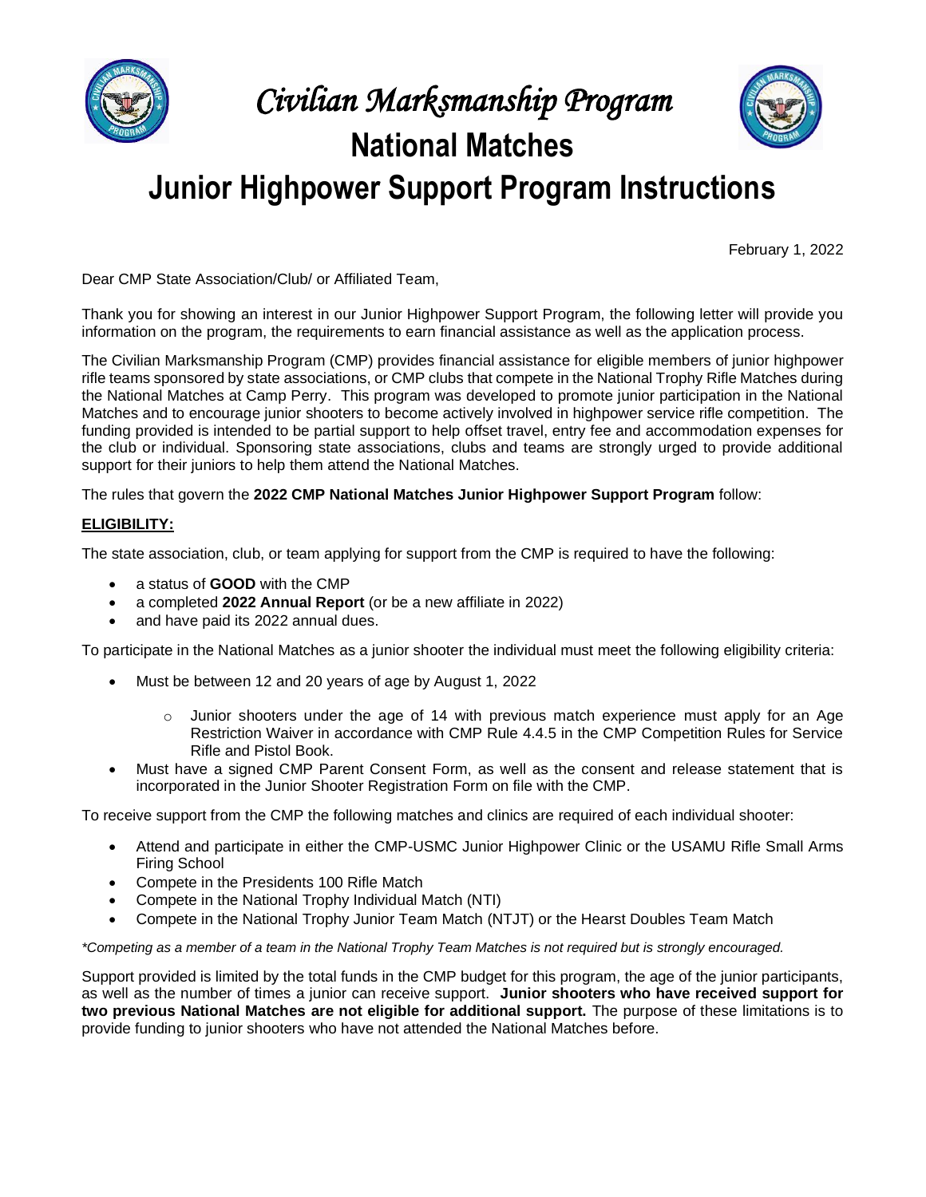# *Civilian Marksmanship Program*

## National Matches

# Junior Highpower Support Program Instructions

February 1, 2022

Dear CMP State Association/Club/ or Affiliated Team,

Thank you for showing an interest in our Junior Highpower Support Program, the following letter will provide you information on the program, the requirements to earn financial assistance as well as the application process.

The Civilian Marksmanship Program (CMP) provides financial assistance for eligible members of junior highpower rifle teams sponsored by state associations, or CMP clubs that compete in the National Trophy Rifle Matches during the National Matches at Camp Perry. This program was developed to promote junior participation in the National Matches and to encourage junior shooters to become actively involved in highpower service rifle competition. The funding provided is intended to be partial support to help offset travel, entry fee and accommodation expenses for the club or individual. Sponsoring state associations, clubs and teams are strongly urged to provide additional support for their juniors to help them attend the National Matches.

The rules that govern the **2022 CMP National Matches Junior Highpower Support Program** follow:

**ELIGIBILITY:**

The state association, club, or team applying for support from the CMP is required to have the following:

- a status of **GOOD** with the CMP
- a completed **2022 Annual Report** (or be a new affiliate in 2022)
- and have paid its 2022 annual dues.

To participate in the National Matches as a junior shooter the individual must meet the following eligibility criteria:

- Must be between 12 and 20 years of age by August 1, 2022
  - Junior shooters under the age of 14 with previous match experience must apply for an Age Restriction Waiver in accordance with CMP Rule 4.4.5 in the CMP Competition Rules for Service Rifle and Pistol Book.
- Must have a signed CMP Parent Consent Form, as well as the consent and release statement that is incorporated in the Junior Shooter Registration Form on file with the CMP.

To receive support from the CMP the following matches and clinics are required of each individual shooter:

- Attend and participate in either the CMP-USMC Junior Highpower Clinic or the USAMU Rifle Small Arms Firing School
- Compete in the Presidents 100 Rifle Match
- Compete in the National Trophy Individual Match (NTI)
- Compete in the National Trophy Junior Team Match (NTJT) or the Hearst Doubles Team Match

*\*Competing as a member of a team in the National Trophy Team Matches is not required but is strongly encouraged.*

Support provided is limited by the total funds in the CMP budget for this program, the age of the junior participants, as well as the number of times a junior can receive support. **Junior shooters who have received support for two previous National Matches are not eligible for additional support.** The purpose of these limitations is to provide funding to junior shooters who have not attended the National Matches before.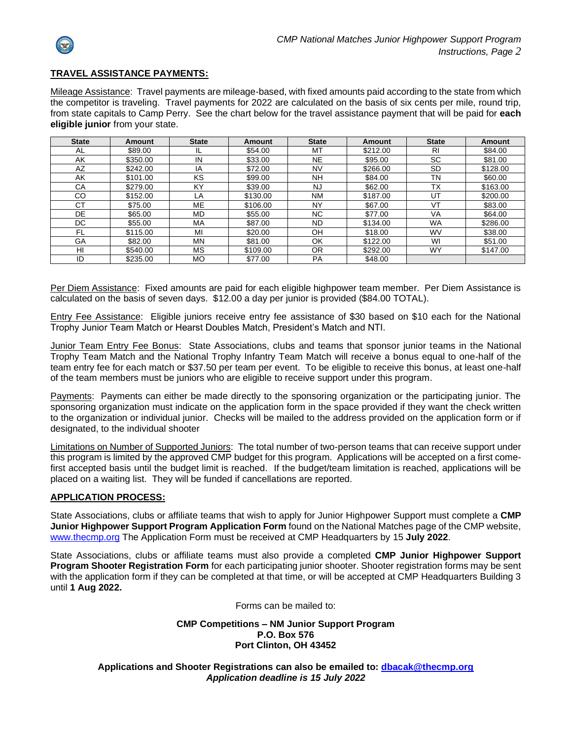## TRAVEL ASSISTANCE PAYMENTS:

Mileage Assistance: Travel payments are mileage-based, with fixed amounts paid according to the state from which the competitor is traveling. Travel payments for 2022 are calculated on the basis of six cents per mile, round trip, from state capitals to Camp Perry. See the chart below for the travel assistance payment that will be paid for **each eligible junior** from your state.

| State | Amount | State | Amount | State | Amount | State | Amount |
|---|---|---|---|---|---|---|---|
| AL | $89.00 | IL | $54.00 | MT | $212.00 | RI | $84.00 |
| AK | $350.00 | IN | $33.00 | NE | $95.00 | SC | $81.00 |
| AZ | $242.00 | IA | $72.00 | NV | $266.00 | SD | $128.00 |
| AK | $101.00 | KS | $99.00 | NH | $84.00 | TN | $60.00 |
| CA | $279.00 | KY | $39.00 | NJ | $62.00 | TX | $163.00 |
| CO | $152.00 | LA | $130.00 | NM | $187.00 | UT | $200.00 |
| CT | $75.00 | ME | $106.00 | NY | $67.00 | VT | $83.00 |
| DE | $65.00 | MD | $55.00 | NC | $77.00 | VA | $64.00 |
| DC | $55.00 | MA | $87.00 | ND | $134.00 | WA | $286.00 |
| FL | $115.00 | MI | $20.00 | OH | $18.00 | WV | $38.00 |
| GA | $82.00 | MN | $81.00 | OK | $122.00 | WI | $51.00 |
| HI | $540.00 | MS | $109.00 | OR | $292.00 | WY | $147.00 |
| ID | $235.00 | MO | $77.00 | PA | $48.00 | | |

Per Diem Assistance: Fixed amounts are paid for each eligible highpower team member. Per Diem Assistance is calculated on the basis of seven days. $12.00 a day per junior is provided ($84.00 TOTAL).

Entry Fee Assistance: Eligible juniors receive entry fee assistance of $30 based on $10 each for the National Trophy Junior Team Match or Hearst Doubles Match, President's Match and NTI.

Junior Team Entry Fee Bonus: State Associations, clubs and teams that sponsor junior teams in the National Trophy Team Match and the National Trophy Infantry Team Match will receive a bonus equal to one-half of the team entry fee for each match or $37.50 per team per event. To be eligible to receive this bonus, at least one-half of the team members must be juniors who are eligible to receive support under this program.

Payments: Payments can either be made directly to the sponsoring organization or the participating junior. The sponsoring organization must indicate on the application form in the space provided if they want the check written to the organization or individual junior. Checks will be mailed to the address provided on the application form or if designated, to the individual shooter

Limitations on Number of Supported Juniors: The total number of two-person teams that can receive support under this program is limited by the approved CMP budget for this program. Applications will be accepted on a first come-first accepted basis until the budget limit is reached. If the budget/team limitation is reached, applications will be placed on a waiting list. They will be funded if cancellations are reported.

## APPLICATION PROCESS:

State Associations, clubs or affiliate teams that wish to apply for Junior Highpower Support must complete a **CMP Junior Highpower Support Program Application Form** found on the National Matches page of the CMP website, www.thecmp.org The Application Form must be received at CMP Headquarters by 15 **July 2022**.

State Associations, clubs or affiliate teams must also provide a completed **CMP Junior Highpower Support Program Shooter Registration Form** for each participating junior shooter. Shooter registration forms may be sent with the application form if they can be completed at that time, or will be accepted at CMP Headquarters Building 3 until **1 Aug 2022.**

Forms can be mailed to:

**CMP Competitions – NM Junior Support Program**
**P.O. Box 576**
**Port Clinton, OH 43452**

**Applications and Shooter Registrations can also be emailed to: dbacak@thecmp.org**
***Application deadline is 15 July 2022***